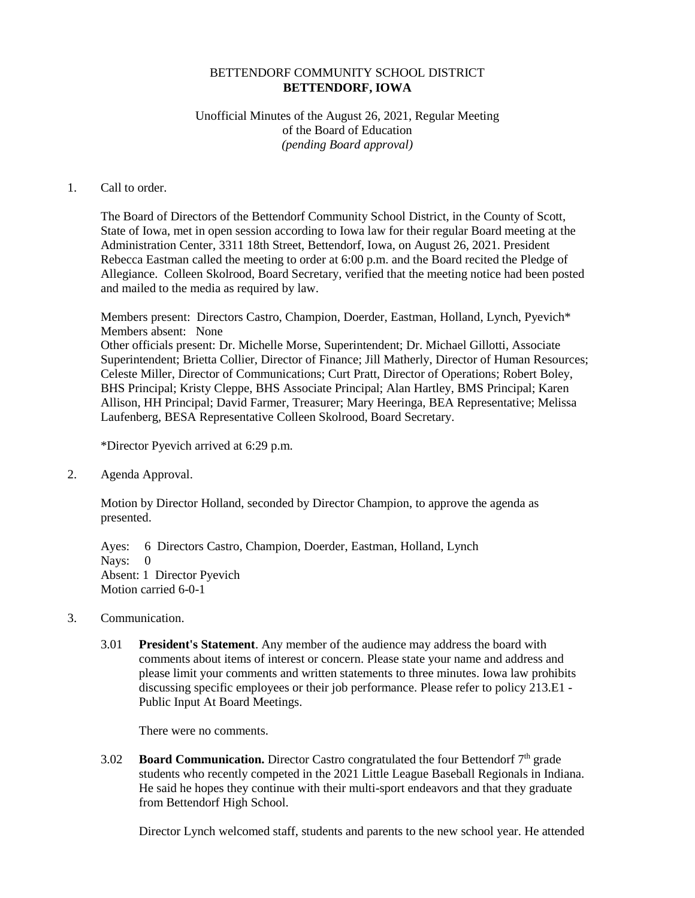BETTENDORF COMMUNITY SCHOOL DISTRICT
**BETTENDORF, IOWA**

Unofficial Minutes of the August 26, 2021, Regular Meeting
of the Board of Education
*(pending Board approval)*

1. Call to order.

   The Board of Directors of the Bettendorf Community School District, in the County of Scott, State of Iowa, met in open session according to Iowa law for their regular Board meeting at the Administration Center, 3311 18th Street, Bettendorf, Iowa, on August 26, 2021. President Rebecca Eastman called the meeting to order at 6:00 p.m. and the Board recited the Pledge of Allegiance. Colleen Skolrood, Board Secretary, verified that the meeting notice had been posted and mailed to the media as required by law.

   Members present: Directors Castro, Champion, Doerder, Eastman, Holland, Lynch, Pyevich*
   Members absent: None
   Other officials present: Dr. Michelle Morse, Superintendent; Dr. Michael Gillotti, Associate Superintendent; Brietta Collier, Director of Finance; Jill Matherly, Director of Human Resources; Celeste Miller, Director of Communications; Curt Pratt, Director of Operations; Robert Boley, BHS Principal; Kristy Cleppe, BHS Associate Principal; Alan Hartley, BMS Principal; Karen Allison, HH Principal; David Farmer, Treasurer; Mary Heeringa, BEA Representative; Melissa Laufenberg, BESA Representative Colleen Skolrood, Board Secretary.

   *Director Pyevich arrived at 6:29 p.m.

2. Agenda Approval.

   Motion by Director Holland, seconded by Director Champion, to approve the agenda as presented.

   Ayes: 6 Directors Castro, Champion, Doerder, Eastman, Holland, Lynch
   Nays: 0
   Absent: 1 Director Pyevich
   Motion carried 6-0-1

3. Communication.

   3.01 **President's Statement**. Any member of the audience may address the board with comments about items of interest or concern. Please state your name and address and please limit your comments and written statements to three minutes. Iowa law prohibits discussing specific employees or their job performance. Please refer to policy 213.E1 - Public Input At Board Meetings.

   There were no comments.

   3.02 **Board Communication.** Director Castro congratulated the four Bettendorf 7th grade students who recently competed in the 2021 Little League Baseball Regionals in Indiana. He said he hopes they continue with their multi-sport endeavors and that they graduate from Bettendorf High School.

   Director Lynch welcomed staff, students and parents to the new school year. He attended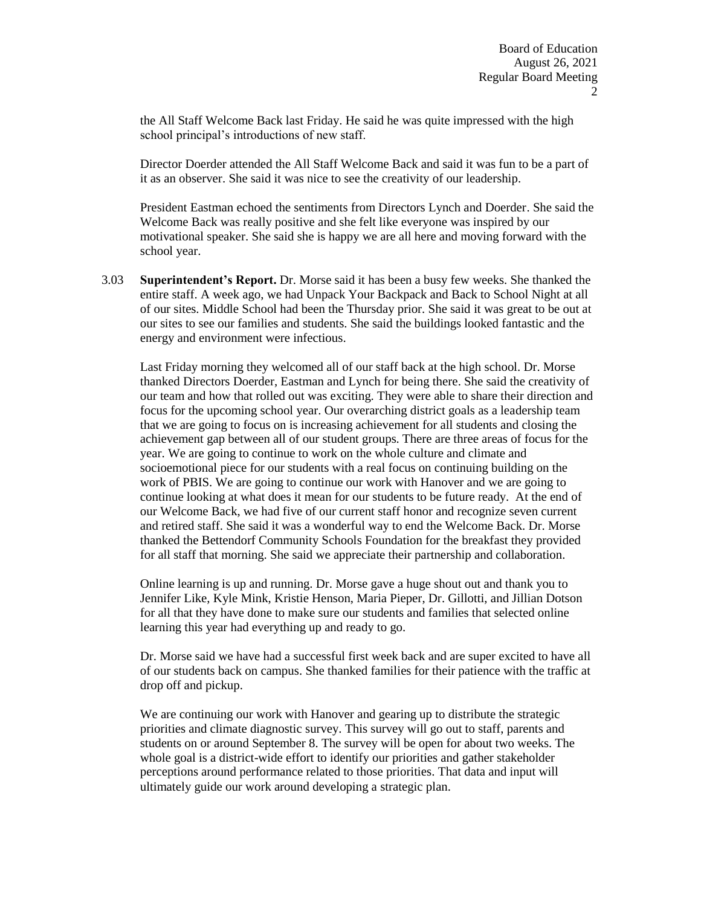the All Staff Welcome Back last Friday. He said he was quite impressed with the high school principal's introductions of new staff.

Director Doerder attended the All Staff Welcome Back and said it was fun to be a part of it as an observer. She said it was nice to see the creativity of our leadership.

President Eastman echoed the sentiments from Directors Lynch and Doerder. She said the Welcome Back was really positive and she felt like everyone was inspired by our motivational speaker. She said she is happy we are all here and moving forward with the school year.

3.03 **Superintendent's Report.** Dr. Morse said it has been a busy few weeks. She thanked the entire staff. A week ago, we had Unpack Your Backpack and Back to School Night at all of our sites. Middle School had been the Thursday prior. She said it was great to be out at our sites to see our families and students. She said the buildings looked fantastic and the energy and environment were infectious.

Last Friday morning they welcomed all of our staff back at the high school. Dr. Morse thanked Directors Doerder, Eastman and Lynch for being there. She said the creativity of our team and how that rolled out was exciting. They were able to share their direction and focus for the upcoming school year. Our overarching district goals as a leadership team that we are going to focus on is increasing achievement for all students and closing the achievement gap between all of our student groups. There are three areas of focus for the year. We are going to continue to work on the whole culture and climate and socioemotional piece for our students with a real focus on continuing building on the work of PBIS. We are going to continue our work with Hanover and we are going to continue looking at what does it mean for our students to be future ready. At the end of our Welcome Back, we had five of our current staff honor and recognize seven current and retired staff. She said it was a wonderful way to end the Welcome Back. Dr. Morse thanked the Bettendorf Community Schools Foundation for the breakfast they provided for all staff that morning. She said we appreciate their partnership and collaboration.

Online learning is up and running. Dr. Morse gave a huge shout out and thank you to Jennifer Like, Kyle Mink, Kristie Henson, Maria Pieper, Dr. Gillotti, and Jillian Dotson for all that they have done to make sure our students and families that selected online learning this year had everything up and ready to go.

Dr. Morse said we have had a successful first week back and are super excited to have all of our students back on campus. She thanked families for their patience with the traffic at drop off and pickup.

We are continuing our work with Hanover and gearing up to distribute the strategic priorities and climate diagnostic survey. This survey will go out to staff, parents and students on or around September 8. The survey will be open for about two weeks. The whole goal is a district-wide effort to identify our priorities and gather stakeholder perceptions around performance related to those priorities. That data and input will ultimately guide our work around developing a strategic plan.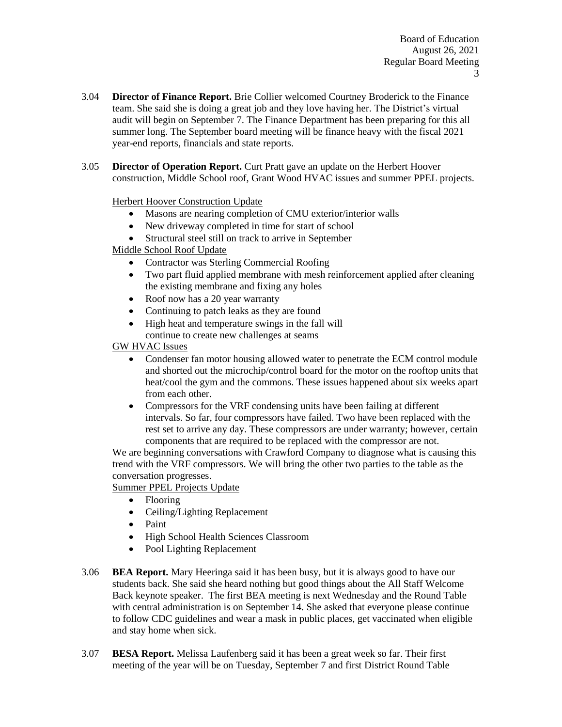3.04 **Director of Finance Report.** Brie Collier welcomed Courtney Broderick to the Finance team. She said she is doing a great job and they love having her. The District's virtual audit will begin on September 7. The Finance Department has been preparing for this all summer long. The September board meeting will be finance heavy with the fiscal 2021 year-end reports, financials and state reports.

3.05 **Director of Operation Report.** Curt Pratt gave an update on the Herbert Hoover construction, Middle School roof, Grant Wood HVAC issues and summer PPEL projects.

Herbert Hoover Construction Update

- Masons are nearing completion of CMU exterior/interior walls
- New driveway completed in time for start of school
- Structural steel still on track to arrive in September

Middle School Roof Update

- Contractor was Sterling Commercial Roofing
- Two part fluid applied membrane with mesh reinforcement applied after cleaning the existing membrane and fixing any holes
- Roof now has a 20 year warranty
- Continuing to patch leaks as they are found
- High heat and temperature swings in the fall will continue to create new challenges at seams

GW HVAC Issues

- Condenser fan motor housing allowed water to penetrate the ECM control module and shorted out the microchip/control board for the motor on the rooftop units that heat/cool the gym and the commons. These issues happened about six weeks apart from each other.
- Compressors for the VRF condensing units have been failing at different intervals. So far, four compressors have failed. Two have been replaced with the rest set to arrive any day. These compressors are under warranty; however, certain components that are required to be replaced with the compressor are not.

We are beginning conversations with Crawford Company to diagnose what is causing this trend with the VRF compressors. We will bring the other two parties to the table as the conversation progresses.

Summer PPEL Projects Update

- Flooring
- Ceiling/Lighting Replacement
- Paint
- High School Health Sciences Classroom
- Pool Lighting Replacement

3.06 **BEA Report.** Mary Heeringa said it has been busy, but it is always good to have our students back. She said she heard nothing but good things about the All Staff Welcome Back keynote speaker. The first BEA meeting is next Wednesday and the Round Table with central administration is on September 14. She asked that everyone please continue to follow CDC guidelines and wear a mask in public places, get vaccinated when eligible and stay home when sick.

3.07 **BESA Report.** Melissa Laufenberg said it has been a great week so far. Their first meeting of the year will be on Tuesday, September 7 and first District Round Table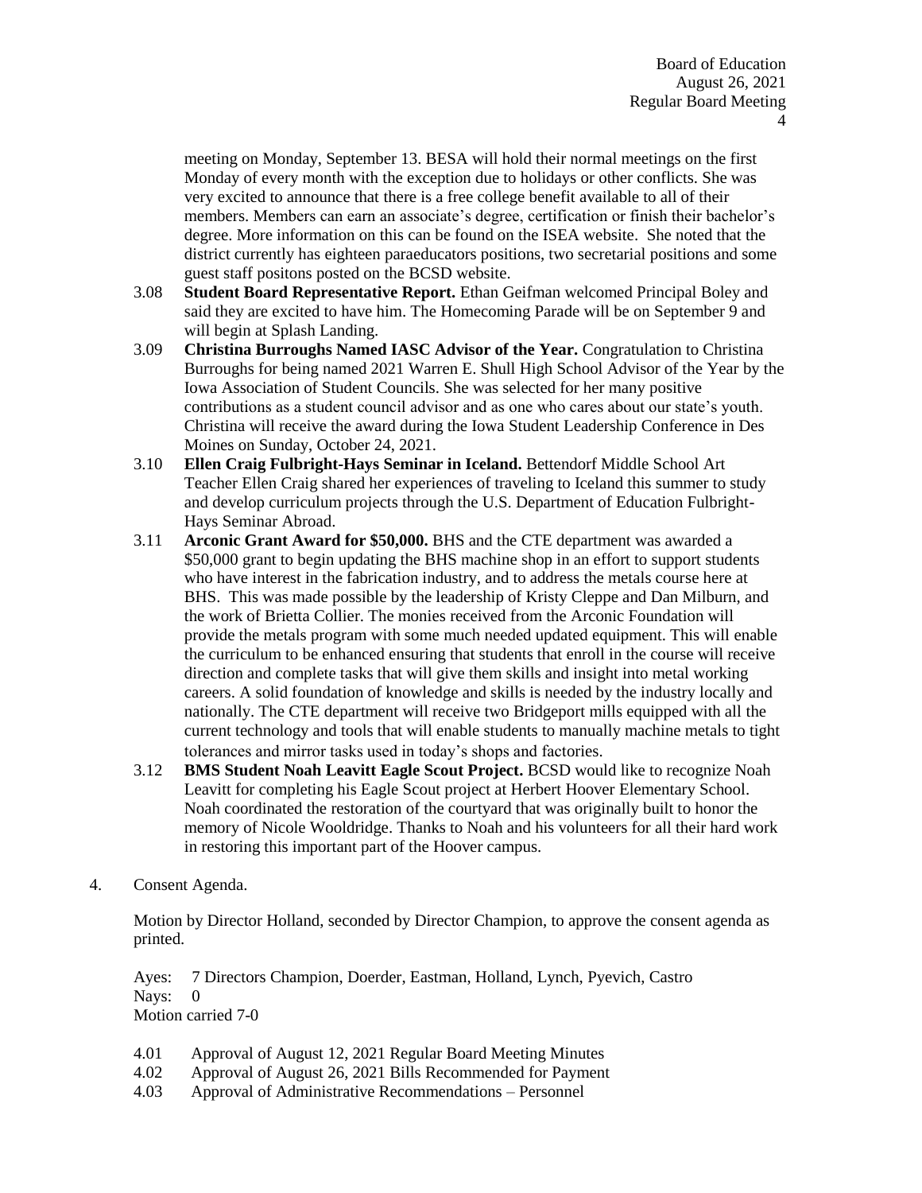meeting on Monday, September 13. BESA will hold their normal meetings on the first Monday of every month with the exception due to holidays or other conflicts. She was very excited to announce that there is a free college benefit available to all of their members. Members can earn an associate's degree, certification or finish their bachelor's degree. More information on this can be found on the ISEA website. She noted that the district currently has eighteen paraeducators positions, two secretarial positions and some guest staff positons posted on the BCSD website.

3.08 **Student Board Representative Report.** Ethan Geifman welcomed Principal Boley and said they are excited to have him. The Homecoming Parade will be on September 9 and will begin at Splash Landing.

3.09 **Christina Burroughs Named IASC Advisor of the Year.** Congratulation to Christina Burroughs for being named 2021 Warren E. Shull High School Advisor of the Year by the Iowa Association of Student Councils. She was selected for her many positive contributions as a student council advisor and as one who cares about our state's youth. Christina will receive the award during the Iowa Student Leadership Conference in Des Moines on Sunday, October 24, 2021.

3.10 **Ellen Craig Fulbright-Hays Seminar in Iceland.** Bettendorf Middle School Art Teacher Ellen Craig shared her experiences of traveling to Iceland this summer to study and develop curriculum projects through the U.S. Department of Education Fulbright-Hays Seminar Abroad.

3.11 **Arconic Grant Award for $50,000.** BHS and the CTE department was awarded a $50,000 grant to begin updating the BHS machine shop in an effort to support students who have interest in the fabrication industry, and to address the metals course here at BHS. This was made possible by the leadership of Kristy Cleppe and Dan Milburn, and the work of Brietta Collier. The monies received from the Arconic Foundation will provide the metals program with some much needed updated equipment. This will enable the curriculum to be enhanced ensuring that students that enroll in the course will receive direction and complete tasks that will give them skills and insight into metal working careers. A solid foundation of knowledge and skills is needed by the industry locally and nationally. The CTE department will receive two Bridgeport mills equipped with all the current technology and tools that will enable students to manually machine metals to tight tolerances and mirror tasks used in today's shops and factories.

3.12 **BMS Student Noah Leavitt Eagle Scout Project.** BCSD would like to recognize Noah Leavitt for completing his Eagle Scout project at Herbert Hoover Elementary School. Noah coordinated the restoration of the courtyard that was originally built to honor the memory of Nicole Wooldridge. Thanks to Noah and his volunteers for all their hard work in restoring this important part of the Hoover campus.

4. Consent Agenda.

Motion by Director Holland, seconded by Director Champion, to approve the consent agenda as printed.

Ayes: 7 Directors Champion, Doerder, Eastman, Holland, Lynch, Pyevich, Castro
Nays: 0
Motion carried 7-0

4.01 Approval of August 12, 2021 Regular Board Meeting Minutes
4.02 Approval of August 26, 2021 Bills Recommended for Payment
4.03 Approval of Administrative Recommendations – Personnel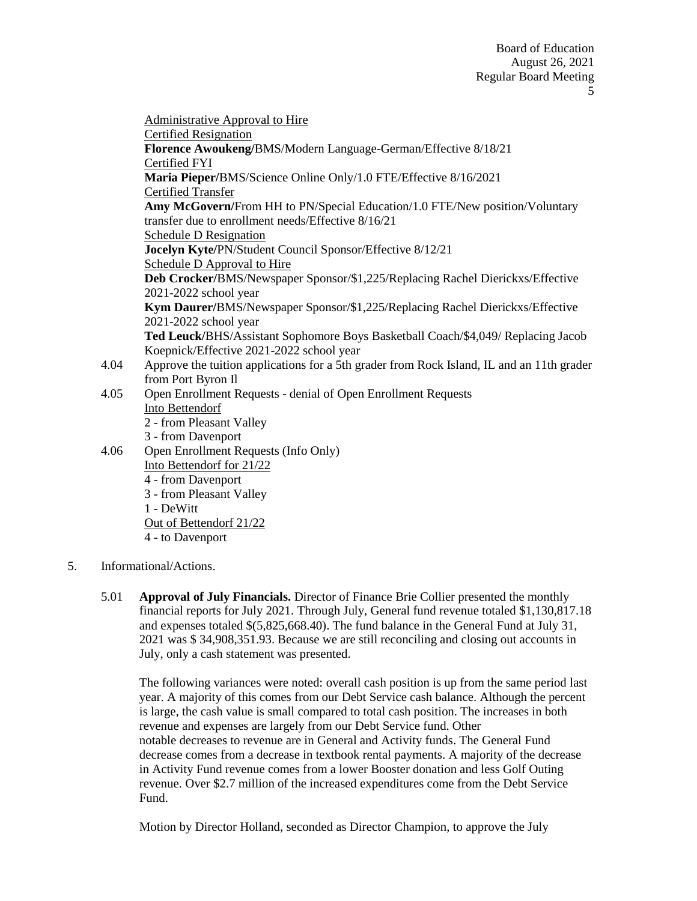Administrative Approval to Hire

Certified Resignation

**Florence Awoukeng/**BMS/Modern Language-German/Effective 8/18/21

Certified FYI

**Maria Pieper/**BMS/Science Online Only/1.0 FTE/Effective 8/16/2021

Certified Transfer

**Amy McGovern/**From HH to PN/Special Education/1.0 FTE/New position/Voluntary transfer due to enrollment needs/Effective 8/16/21

Schedule D Resignation

**Jocelyn Kyte/**PN/Student Council Sponsor/Effective 8/12/21

Schedule D Approval to Hire

**Deb Crocker/**BMS/Newspaper Sponsor/$1,225/Replacing Rachel Dierickxs/Effective 2021-2022 school year

**Kym Daurer/**BMS/Newspaper Sponsor/$1,225/Replacing Rachel Dierickxs/Effective 2021-2022 school year

**Ted Leuck/**BHS/Assistant Sophomore Boys Basketball Coach/$4,049/ Replacing Jacob Koepnick/Effective 2021-2022 school year

4.04 Approve the tuition applications for a 5th grader from Rock Island, IL and an 11th grader from Port Byron Il

4.05 Open Enrollment Requests - denial of Open Enrollment Requests

Into Bettendorf

2 - from Pleasant Valley

3 - from Davenport

4.06 Open Enrollment Requests (Info Only)

Into Bettendorf for 21/22

4 - from Davenport

3 - from Pleasant Valley

1 - DeWitt

Out of Bettendorf 21/22

4 - to Davenport

5. Informational/Actions.

5.01 **Approval of July Financials.** Director of Finance Brie Collier presented the monthly financial reports for July 2021. Through July, General fund revenue totaled $1,130,817.18 and expenses totaled $(5,825,668.40). The fund balance in the General Fund at July 31, 2021 was $ 34,908,351.93. Because we are still reconciling and closing out accounts in July, only a cash statement was presented.

The following variances were noted: overall cash position is up from the same period last year. A majority of this comes from our Debt Service cash balance. Although the percent is large, the cash value is small compared to total cash position. The increases in both revenue and expenses are largely from our Debt Service fund. Other notable decreases to revenue are in General and Activity funds. The General Fund decrease comes from a decrease in textbook rental payments. A majority of the decrease in Activity Fund revenue comes from a lower Booster donation and less Golf Outing revenue. Over $2.7 million of the increased expenditures come from the Debt Service Fund.

Motion by Director Holland, seconded as Director Champion, to approve the July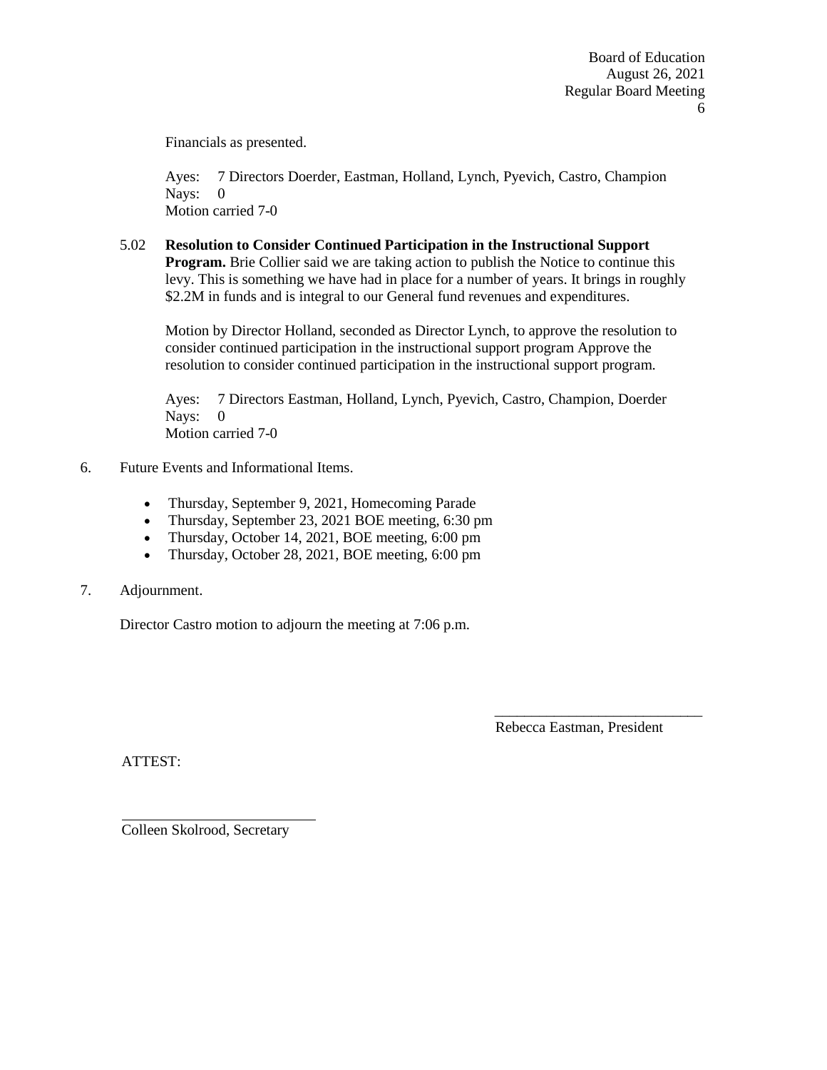Financials as presented.

Ayes: 7 Directors Doerder, Eastman, Holland, Lynch, Pyevich, Castro, Champion
Nays: 0
Motion carried 7-0

5.02 **Resolution to Consider Continued Participation in the Instructional Support Program.** Brie Collier said we are taking action to publish the Notice to continue this levy. This is something we have had in place for a number of years. It brings in roughly $2.2M in funds and is integral to our General fund revenues and expenditures.

Motion by Director Holland, seconded as Director Lynch, to approve the resolution to consider continued participation in the instructional support program Approve the resolution to consider continued participation in the instructional support program.

Ayes: 7 Directors Eastman, Holland, Lynch, Pyevich, Castro, Champion, Doerder
Nays: 0
Motion carried 7-0

6. Future Events and Informational Items.

- Thursday, September 9, 2021, Homecoming Parade
- Thursday, September 23, 2021 BOE meeting, 6:30 pm
- Thursday, October 14, 2021, BOE meeting, 6:00 pm
- Thursday, October 28, 2021, BOE meeting, 6:00 pm

7. Adjournment.

Director Castro motion to adjourn the meeting at 7:06 p.m.

____________________________
Rebecca Eastman, President

ATTEST:

____________________________
Colleen Skolrood, Secretary